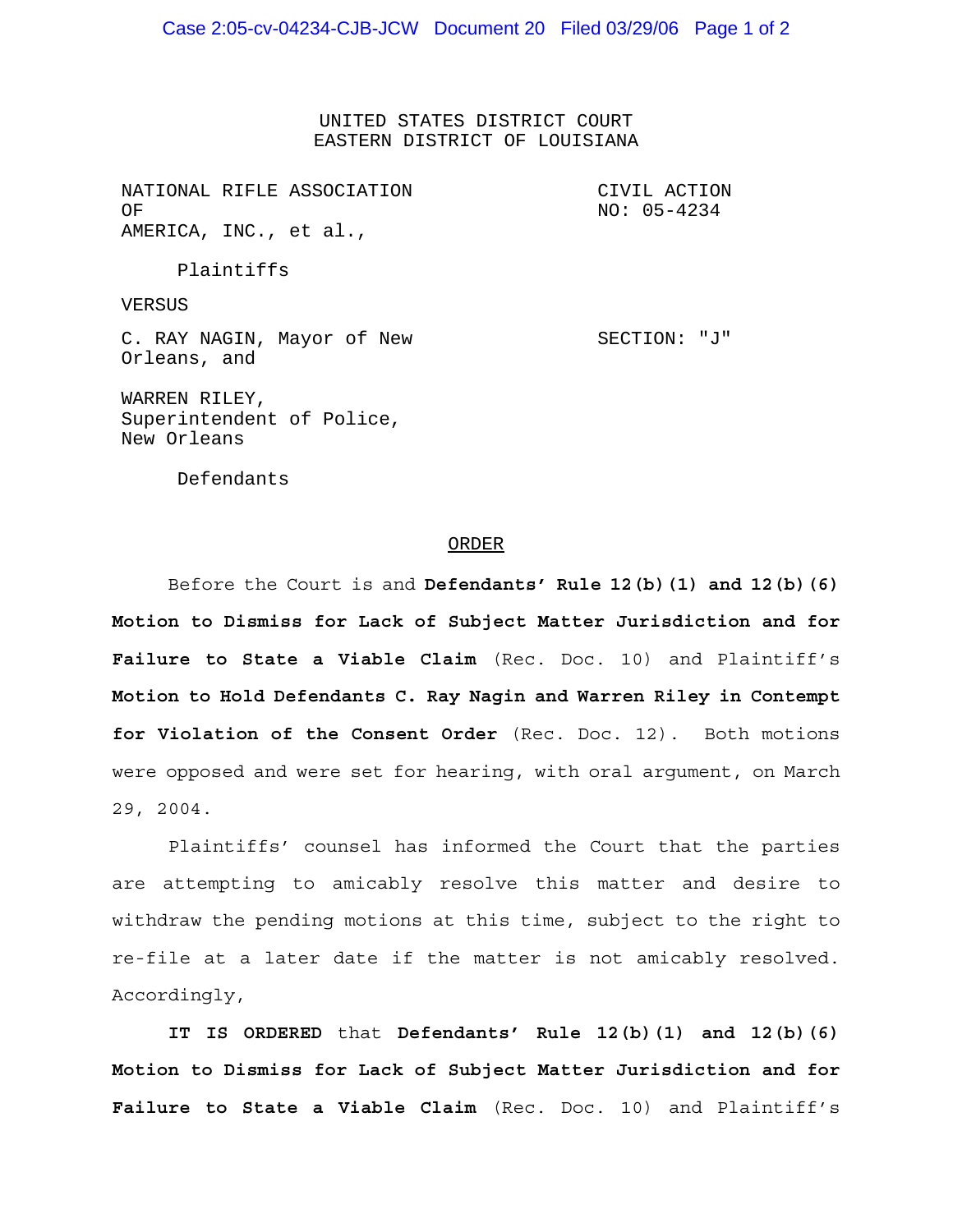UNITED STATES DISTRICT COURT
EASTERN DISTRICT OF LOUISIANA

NATIONAL RIFLE ASSOCIATION OF AMERICA, INC., et al.,

Plaintiffs

CIVIL ACTION
NO: 05-4234

VERSUS

C. RAY NAGIN, Mayor of New Orleans, and

WARREN RILEY, Superintendent of Police, New Orleans

Defendants

SECTION: "J"

## ORDER

Before the Court is and **Defendants' Rule 12(b)(1) and 12(b)(6) Motion to Dismiss for Lack of Subject Matter Jurisdiction and for Failure to State a Viable Claim** (Rec. Doc. 10) and Plaintiff's **Motion to Hold Defendants C. Ray Nagin and Warren Riley in Contempt for Violation of the Consent Order** (Rec. Doc. 12). Both motions were opposed and were set for hearing, with oral argument, on March 29, 2004.

Plaintiffs' counsel has informed the Court that the parties are attempting to amicably resolve this matter and desire to withdraw the pending motions at this time, subject to the right to re-file at a later date if the matter is not amicably resolved. Accordingly,

**IT IS ORDERED** that **Defendants' Rule 12(b)(1) and 12(b)(6) Motion to Dismiss for Lack of Subject Matter Jurisdiction and for Failure to State a Viable Claim** (Rec. Doc. 10) and Plaintiff's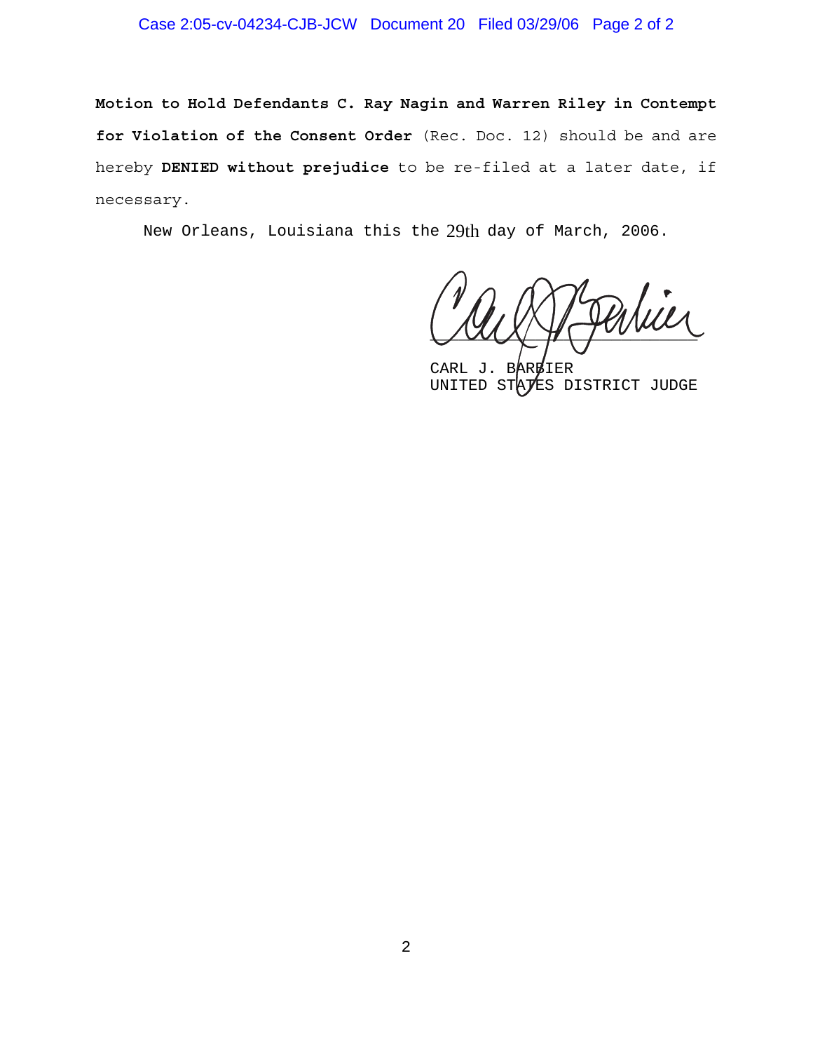**Motion to Hold Defendants C. Ray Nagin and Warren Riley in Contempt for Violation of the Consent Order** (Rec. Doc. 12) should be and are hereby **DENIED without prejudice** to be re-filed at a later date, if necessary.

New Orleans, Louisiana this the 29th day of March, 2006.

CARL J. BARBIER
UNITED STATES DISTRICT JUDGE